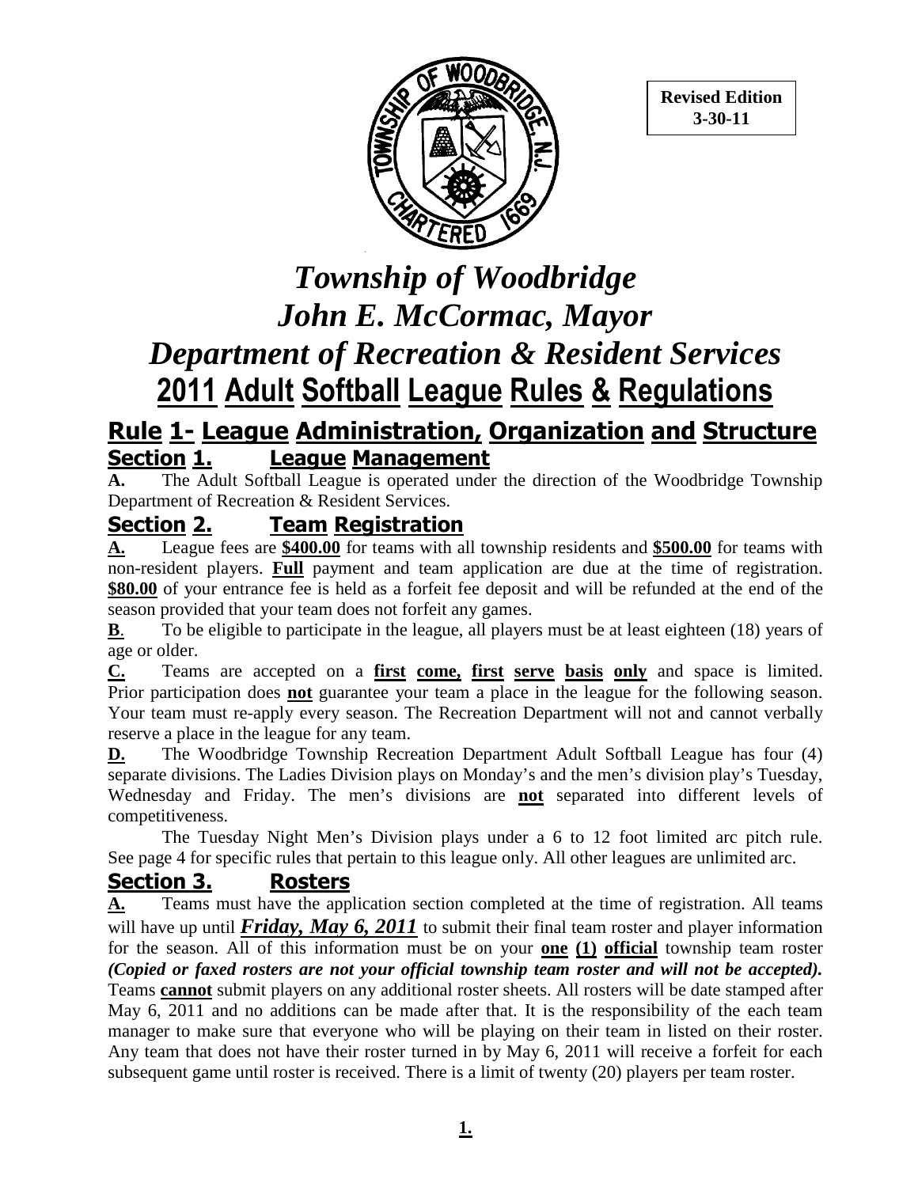Revised Edition
3-30-11

# *Township of Woodbridge*
# *John E. McCormac, Mayor*
# *Department of Recreation & Resident Services*
# 2011 Adult Softball League Rules & Regulations

## Rule 1- League Administration, Organization and Structure

### Section 1. League Management

**A.** The Adult Softball League is operated under the direction of the Woodbridge Township Department of Recreation & Resident Services.

### Section 2. Team Registration

**A.** League fees are **$400.00** for teams with all township residents and **$500.00** for teams with non-resident players. **Full** payment and team application are due at the time of registration. **$80.00** of your entrance fee is held as a forfeit fee deposit and will be refunded at the end of the season provided that your team does not forfeit any games.

**B**. To be eligible to participate in the league, all players must be at least eighteen (18) years of age or older.

**C.** Teams are accepted on a **first come, first serve basis only** and space is limited. Prior participation does **not** guarantee your team a place in the league for the following season. Your team must re-apply every season. The Recreation Department will not and cannot verbally reserve a place in the league for any team.

**D.** The Woodbridge Township Recreation Department Adult Softball League has four (4) separate divisions. The Ladies Division plays on Monday's and the men's division play's Tuesday, Wednesday and Friday. The men's divisions are **not** separated into different levels of competitiveness.

The Tuesday Night Men's Division plays under a 6 to 12 foot limited arc pitch rule. See page 4 for specific rules that pertain to this league only. All other leagues are unlimited arc.

### Section 3. Rosters

**A.** Teams must have the application section completed at the time of registration. All teams will have up until ***Friday, May 6, 2011*** to submit their final team roster and player information for the season. All of this information must be on your **one (1) official** township team roster ***(Copied or faxed rosters are not your official township team roster and will not be accepted).*** Teams **cannot** submit players on any additional roster sheets. All rosters will be date stamped after May 6, 2011 and no additions can be made after that. It is the responsibility of the each team manager to make sure that everyone who will be playing on their team in listed on their roster. Any team that does not have their roster turned in by May 6, 2011 will receive a forfeit for each subsequent game until roster is received. There is a limit of twenty (20) players per team roster.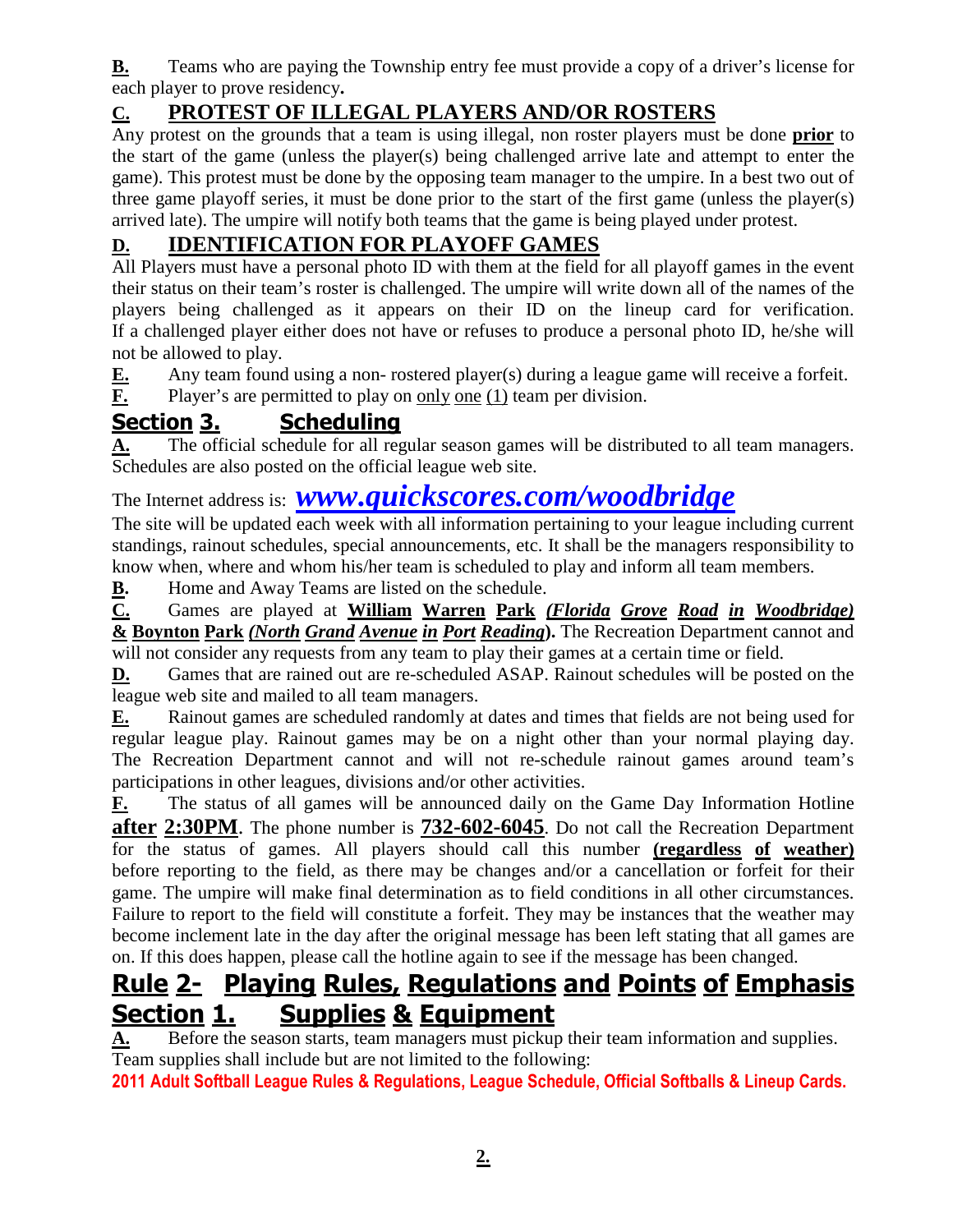**B.** Teams who are paying the Township entry fee must provide a copy of a driver's license for each player to prove residency**.**

### C. PROTEST OF ILLEGAL PLAYERS AND/OR ROSTERS

Any protest on the grounds that a team is using illegal, non roster players must be done **prior** to the start of the game (unless the player(s) being challenged arrive late and attempt to enter the game). This protest must be done by the opposing team manager to the umpire. In a best two out of three game playoff series, it must be done prior to the start of the first game (unless the player(s) arrived late). The umpire will notify both teams that the game is being played under protest.

### D. IDENTIFICATION FOR PLAYOFF GAMES

All Players must have a personal photo ID with them at the field for all playoff games in the event their status on their team's roster is challenged. The umpire will write down all of the names of the players being challenged as it appears on their ID on the lineup card for verification. If a challenged player either does not have or refuses to produce a personal photo ID, he/she will not be allowed to play.

**E.** Any team found using a non- rostered player(s) during a league game will receive a forfeit.

**F.** Player's are permitted to play on only one (1) team per division.

## Section 3. Scheduling

**A.** The official schedule for all regular season games will be distributed to all team managers. Schedules are also posted on the official league web site.

The Internet address is: ***www.quickscores.com/woodbridge***

The site will be updated each week with all information pertaining to your league including current standings, rainout schedules, special announcements, etc. It shall be the managers responsibility to know when, where and whom his/her team is scheduled to play and inform all team members.

**B.** Home and Away Teams are listed on the schedule.

**C.** Games are played at **William Warren Park** ***(Florida Grove Road in Woodbridge)*** **& Boynton Park** ***(North Grand Avenue in Port Reading*)**.** The Recreation Department cannot and will not consider any requests from any team to play their games at a certain time or field.

**D.** Games that are rained out are re-scheduled ASAP. Rainout schedules will be posted on the league web site and mailed to all team managers.

**E.** Rainout games are scheduled randomly at dates and times that fields are not being used for regular league play. Rainout games may be on a night other than your normal playing day. The Recreation Department cannot and will not re-schedule rainout games around team's participations in other leagues, divisions and/or other activities.

**F.** The status of all games will be announced daily on the Game Day Information Hotline **after 2:30PM**. The phone number is **732-602-6045**. Do not call the Recreation Department for the status of games. All players should call this number **(regardless of weather)** before reporting to the field, as there may be changes and/or a cancellation or forfeit for their game. The umpire will make final determination as to field conditions in all other circumstances. Failure to report to the field will constitute a forfeit. They may be instances that the weather may become inclement late in the day after the original message has been left stating that all games are on. If this does happen, please call the hotline again to see if the message has been changed.

# Rule 2- Playing Rules, Regulations and Points of Emphasis

## Section 1. Supplies & Equipment

**A.** Before the season starts, team managers must pickup their team information and supplies. Team supplies shall include but are not limited to the following:

**2011 Adult Softball League Rules & Regulations, League Schedule, Official Softballs & Lineup Cards.**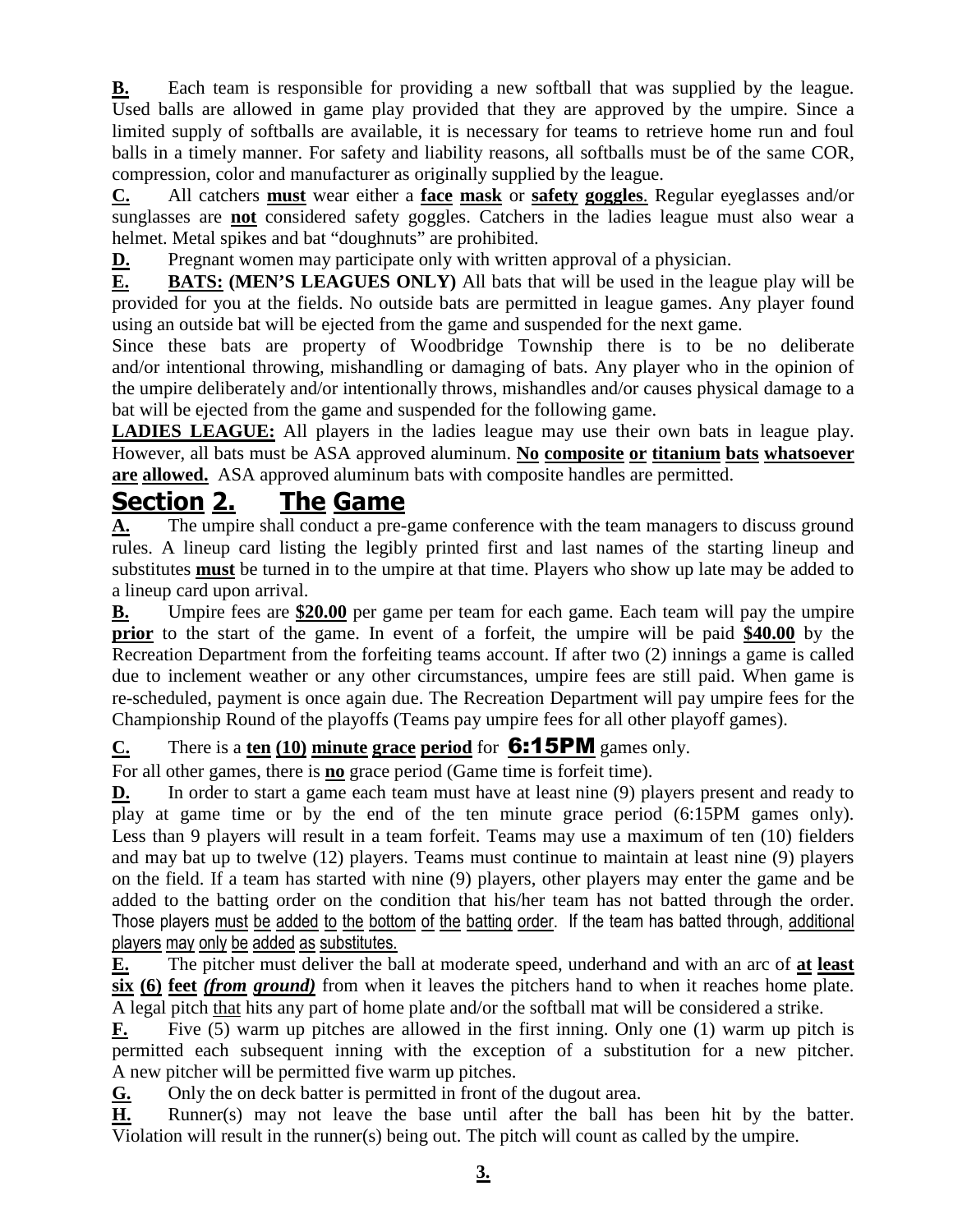**B.** Each team is responsible for providing a new softball that was supplied by the league. Used balls are allowed in game play provided that they are approved by the umpire. Since a limited supply of softballs are available, it is necessary for teams to retrieve home run and foul balls in a timely manner. For safety and liability reasons, all softballs must be of the same COR, compression, color and manufacturer as originally supplied by the league.

**C.** All catchers **must** wear either a **face mask** or **safety goggles**. Regular eyeglasses and/or sunglasses are **not** considered safety goggles. Catchers in the ladies league must also wear a helmet. Metal spikes and bat "doughnuts" are prohibited.

**D.** Pregnant women may participate only with written approval of a physician.

**E.** **BATS:** **(MEN'S LEAGUES ONLY)** All bats that will be used in the league play will be provided for you at the fields. No outside bats are permitted in league games. Any player found using an outside bat will be ejected from the game and suspended for the next game.

Since these bats are property of Woodbridge Township there is to be no deliberate and/or intentional throwing, mishandling or damaging of bats. Any player who in the opinion of the umpire deliberately and/or intentionally throws, mishandles and/or causes physical damage to a bat will be ejected from the game and suspended for the following game.

**LADIES LEAGUE:** All players in the ladies league may use their own bats in league play. However, all bats must be ASA approved aluminum. **No composite or titanium bats whatsoever are allowed.** ASA approved aluminum bats with composite handles are permitted.

## Section 2. The Game

**A.** The umpire shall conduct a pre-game conference with the team managers to discuss ground rules. A lineup card listing the legibly printed first and last names of the starting lineup and substitutes **must** be turned in to the umpire at that time. Players who show up late may be added to a lineup card upon arrival.

**B.** Umpire fees are **$20.00** per game per team for each game. Each team will pay the umpire **prior** to the start of the game. In event of a forfeit, the umpire will be paid **$40.00** by the Recreation Department from the forfeiting teams account. If after two (2) innings a game is called due to inclement weather or any other circumstances, umpire fees are still paid. When game is re-scheduled, payment is once again due. The Recreation Department will pay umpire fees for the Championship Round of the playoffs (Teams pay umpire fees for all other playoff games).

**C.** There is a **ten (10) minute grace period** for **6:15PM** games only.

For all other games, there is **no** grace period (Game time is forfeit time).

**D.** In order to start a game each team must have at least nine (9) players present and ready to play at game time or by the end of the ten minute grace period (6:15PM games only). Less than 9 players will result in a team forfeit. Teams may use a maximum of ten (10) fielders and may bat up to twelve (12) players. Teams must continue to maintain at least nine (9) players on the field. If a team has started with nine (9) players, other players may enter the game and be added to the batting order on the condition that his/her team has not batted through the order. Those players must be added to the bottom of the batting order. If the team has batted through, additional players may only be added as substitutes.

**E.** The pitcher must deliver the ball at moderate speed, underhand and with an arc of **at least six (6) feet** ***(from ground)*** from when it leaves the pitchers hand to when it reaches home plate. A legal pitch that hits any part of home plate and/or the softball mat will be considered a strike.

**F.** Five (5) warm up pitches are allowed in the first inning. Only one (1) warm up pitch is permitted each subsequent inning with the exception of a substitution for a new pitcher. A new pitcher will be permitted five warm up pitches.

**G.** Only the on deck batter is permitted in front of the dugout area.

**H.** Runner(s) may not leave the base until after the ball has been hit by the batter. Violation will result in the runner(s) being out. The pitch will count as called by the umpire.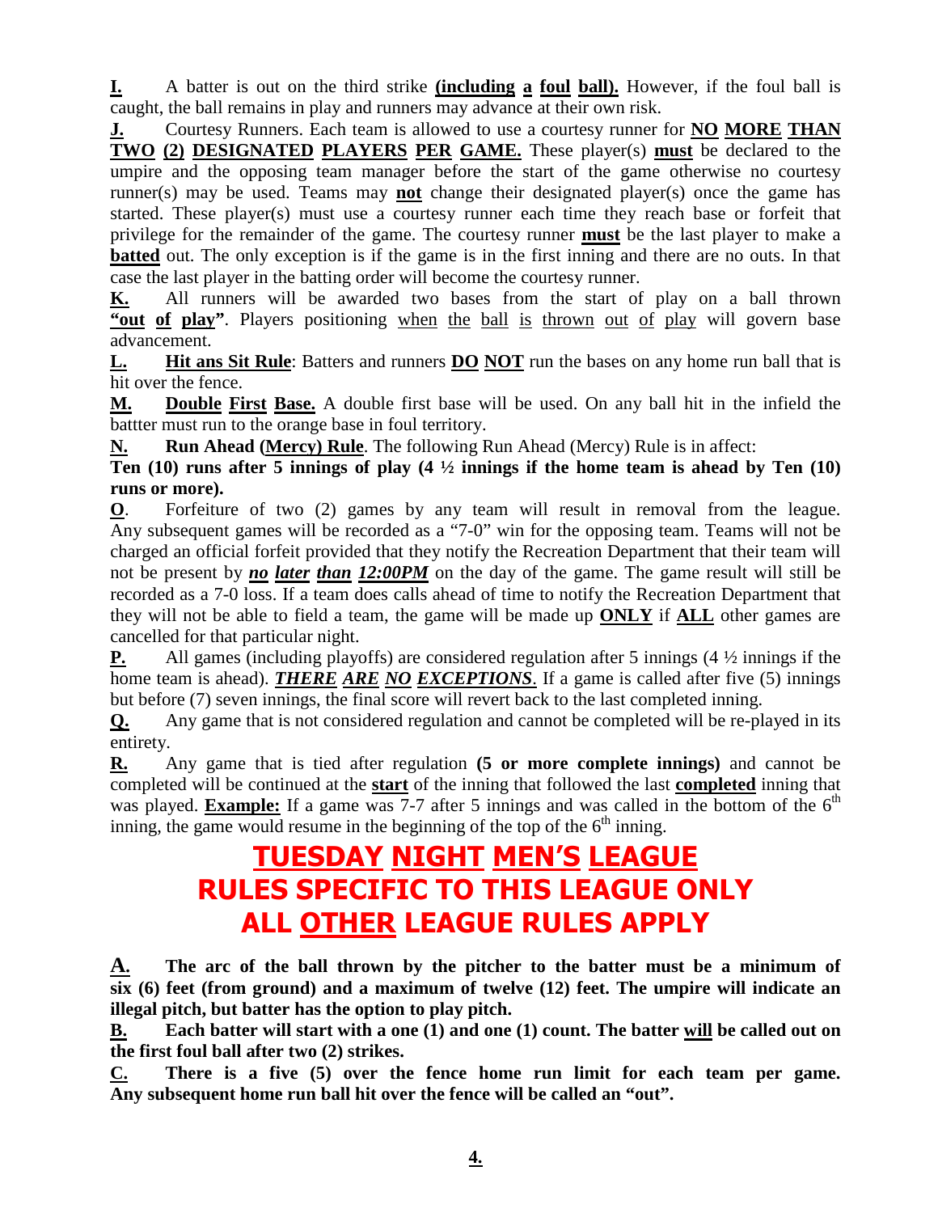**I.** A batter is out on the third strike **(including a foul ball).** However, if the foul ball is caught, the ball remains in play and runners may advance at their own risk.

**J.** Courtesy Runners. Each team is allowed to use a courtesy runner for **NO MORE THAN TWO (2) DESIGNATED PLAYERS PER GAME.** These player(s) **must** be declared to the umpire and the opposing team manager before the start of the game otherwise no courtesy runner(s) may be used. Teams may **not** change their designated player(s) once the game has started. These player(s) must use a courtesy runner each time they reach base or forfeit that privilege for the remainder of the game. The courtesy runner **must** be the last player to make a **batted** out. The only exception is if the game is in the first inning and there are no outs. In that case the last player in the batting order will become the courtesy runner.

**K.** All runners will be awarded two bases from the start of play on a ball thrown **"out of play"**. Players positioning when the ball is thrown out of play will govern base advancement.

**L.** **Hit ans Sit Rule**: Batters and runners **DO NOT** run the bases on any home run ball that is hit over the fence.

**M.** **Double First Base.** A double first base will be used. On any ball hit in the infield the battter must run to the orange base in foul territory.

**N.** **Run Ahead (Mercy) Rule**. The following Run Ahead (Mercy) Rule is in affect:

**Ten (10) runs after 5 innings of play (4 ½ innings if the home team is ahead by Ten (10) runs or more).**

**O**. Forfeiture of two (2) games by any team will result in removal from the league. Any subsequent games will be recorded as a "7-0" win for the opposing team. Teams will not be charged an official forfeit provided that they notify the Recreation Department that their team will not be present by ***no later than 12:00PM*** on the day of the game. The game result will still be recorded as a 7-0 loss. If a team does calls ahead of time to notify the Recreation Department that they will not be able to field a team, the game will be made up **ONLY** if **ALL** other games are cancelled for that particular night.

**P.** All games (including playoffs) are considered regulation after 5 innings (4 ½ innings if the home team is ahead). ***THERE ARE NO EXCEPTIONS***. If a game is called after five (5) innings but before (7) seven innings, the final score will revert back to the last completed inning.

**Q.** Any game that is not considered regulation and cannot be completed will be re-played in its entirety.

**R.** Any game that is tied after regulation **(5 or more complete innings)** and cannot be completed will be continued at the **start** of the inning that followed the last **completed** inning that was played. **Example:** If a game was 7-7 after 5 innings and was called in the bottom of the 6th inning, the game would resume in the beginning of the top of the 6th inning.

# TUESDAY NIGHT MEN'S LEAGUE
# RULES SPECIFIC TO THIS LEAGUE ONLY
# ALL OTHER LEAGUE RULES APPLY

**A. The arc of the ball thrown by the pitcher to the batter must be a minimum of six (6) feet (from ground) and a maximum of twelve (12) feet. The umpire will indicate an illegal pitch, but batter has the option to play pitch.**

**B. Each batter will start with a one (1) and one (1) count. The batter will be called out on the first foul ball after two (2) strikes.**

**C. There is a five (5) over the fence home run limit for each team per game. Any subsequent home run ball hit over the fence will be called an "out".**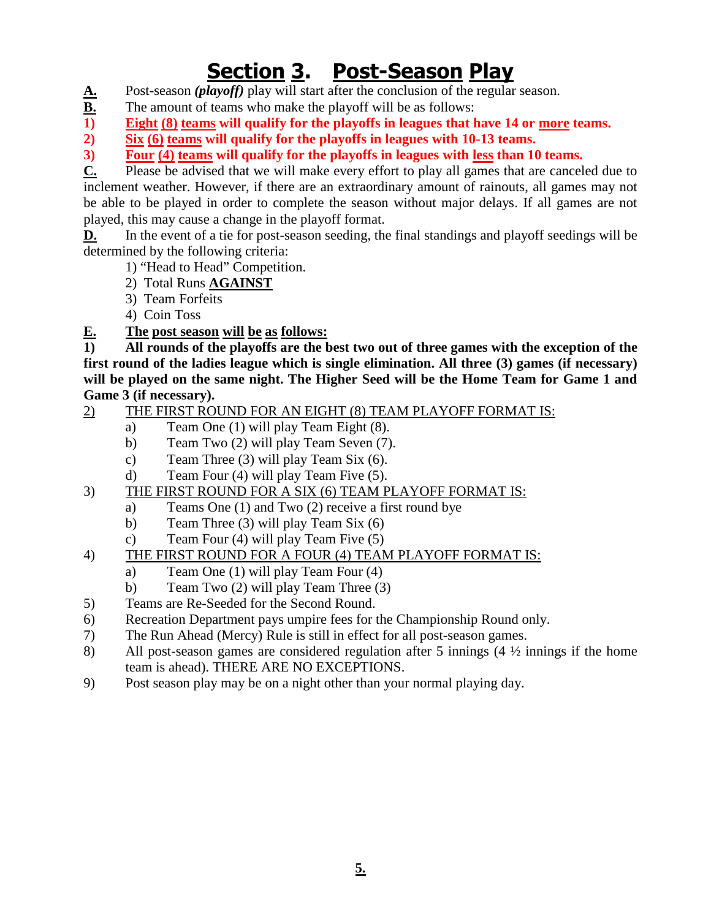# Section 3. Post-Season Play

**A.** Post-season ***(playoff)*** play will start after the conclusion of the regular season.

**B.** The amount of teams who make the playoff will be as follows:

**1) Eight (8) teams will qualify for the playoffs in leagues that have 14 or more teams.**

**2) Six (6) teams will qualify for the playoffs in leagues with 10-13 teams.**

**3) Four (4) teams will qualify for the playoffs in leagues with less than 10 teams.**

**C.** Please be advised that we will make every effort to play all games that are canceled due to inclement weather. However, if there are an extraordinary amount of rainouts, all games may not be able to be played in order to complete the season without major delays. If all games are not played, this may cause a change in the playoff format.

**D.** In the event of a tie for post-season seeding, the final standings and playoff seedings will be determined by the following criteria:

1) "Head to Head" Competition.
2) Total Runs **AGAINST**
3) Team Forfeits
4) Coin Toss

**E. The post season will be as follows:**

**1) All rounds of the playoffs are the best two out of three games with the exception of the first round of the ladies league which is single elimination. All three (3) games (if necessary) will be played on the same night. The Higher Seed will be the Home Team for Game 1 and Game 3 (if necessary).**

2) THE FIRST ROUND FOR AN EIGHT (8) TEAM PLAYOFF FORMAT IS:
   - a) Team One (1) will play Team Eight (8).
   - b) Team Two (2) will play Team Seven (7).
   - c) Team Three (3) will play Team Six (6).
   - d) Team Four (4) will play Team Five (5).

3) THE FIRST ROUND FOR A SIX (6) TEAM PLAYOFF FORMAT IS:
   - a) Teams One (1) and Two (2) receive a first round bye
   - b) Team Three (3) will play Team Six (6)
   - c) Team Four (4) will play Team Five (5)

4) THE FIRST ROUND FOR A FOUR (4) TEAM PLAYOFF FORMAT IS:
   - a) Team One (1) will play Team Four (4)
   - b) Team Two (2) will play Team Three (3)

5) Teams are Re-Seeded for the Second Round.

6) Recreation Department pays umpire fees for the Championship Round only.

7) The Run Ahead (Mercy) Rule is still in effect for all post-season games.

8) All post-season games are considered regulation after 5 innings (4 ½ innings if the home team is ahead). THERE ARE NO EXCEPTIONS.

9) Post season play may be on a night other than your normal playing day.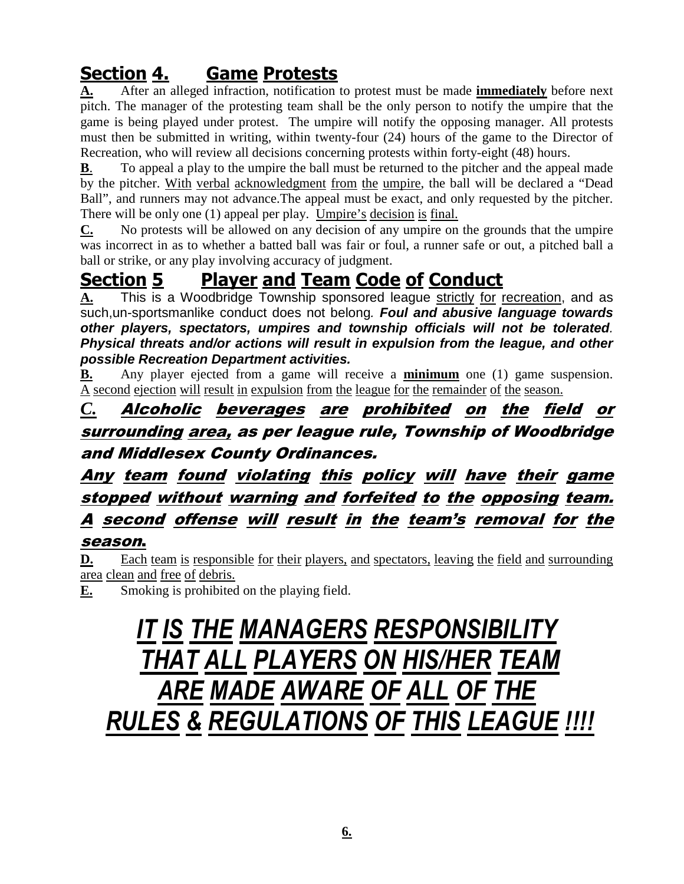## Section 4. Game Protests

**A.** After an alleged infraction, notification to protest must be made **immediately** before next pitch. The manager of the protesting team shall be the only person to notify the umpire that the game is being played under protest. The umpire will notify the opposing manager. All protests must then be submitted in writing, within twenty-four (24) hours of the game to the Director of Recreation, who will review all decisions concerning protests within forty-eight (48) hours.

**B**. To appeal a play to the umpire the ball must be returned to the pitcher and the appeal made by the pitcher. With verbal acknowledgment from the umpire, the ball will be declared a "Dead Ball", and runners may not advance.The appeal must be exact, and only requested by the pitcher. There will be only one (1) appeal per play. Umpire's decision is final.

**C.** No protests will be allowed on any decision of any umpire on the grounds that the umpire was incorrect in as to whether a batted ball was fair or foul, a runner safe or out, a pitched ball a ball or strike, or any play involving accuracy of judgment.

## Section 5 Player and Team Code of Conduct

**A.** This is a Woodbridge Township sponsored league strictly for recreation, and as such,un-sportsmanlike conduct does not belong. ***Foul and abusive language towards other players, spectators, umpires and township officials will not be tolerated. Physical threats and/or actions will result in expulsion from the league, and other possible Recreation Department activities.***

**B.** Any player ejected from a game will receive a **minimum** one (1) game suspension. A second ejection will result in expulsion from the league for the remainder of the season.

***C. Alcoholic beverages are prohibited on the field or surrounding area, as per league rule, Township of Woodbridge and Middlesex County Ordinances.***

***Any team found violating this policy will have their game stopped without warning and forfeited to the opposing team. A second offense will result in the team's removal for the season.***

**D.** Each team is responsible for their players, and spectators, leaving the field and surrounding area clean and free of debris.

**E.** Smoking is prohibited on the playing field.

# *IT IS THE MANAGERS RESPONSIBILITY THAT ALL PLAYERS ON HIS/HER TEAM ARE MADE AWARE OF ALL OF THE RULES & REGULATIONS OF THIS LEAGUE !!!!*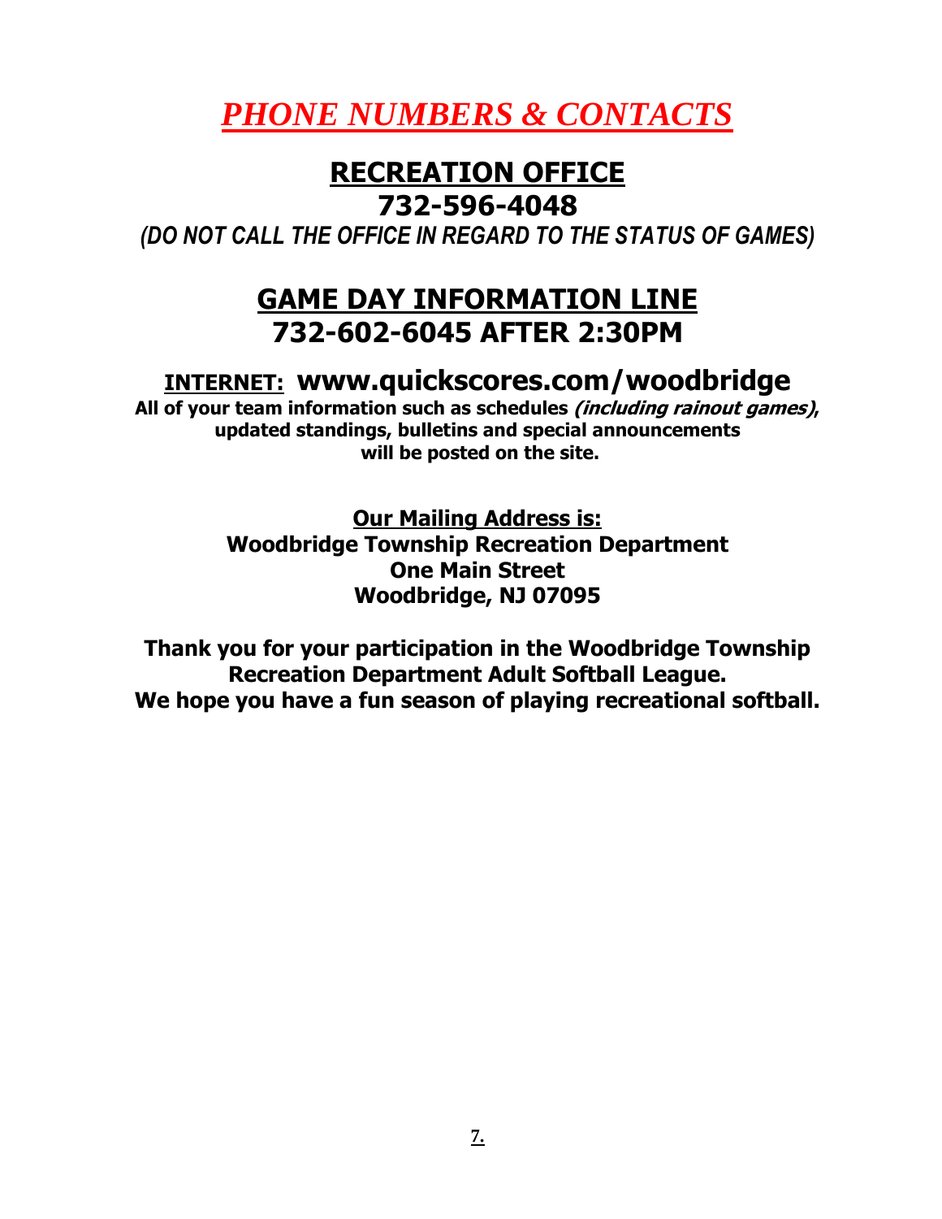# *PHONE NUMBERS & CONTACTS*

## RECREATION OFFICE

## 732-596-4048

*(DO NOT CALL THE OFFICE IN REGARD TO THE STATUS OF GAMES)*

## GAME DAY INFORMATION LINE

## 732-602-6045 AFTER 2:30PM

**INTERNET: www.quickscores.com/woodbridge**

**All of your team information such as schedules *(including rainout games)*, updated standings, bulletins and special announcements will be posted on the site.**

**Our Mailing Address is:**
**Woodbridge Township Recreation Department**
**One Main Street**
**Woodbridge, NJ 07095**

**Thank you for your participation in the Woodbridge Township Recreation Department Adult Softball League.**
**We hope you have a fun season of playing recreational softball.**